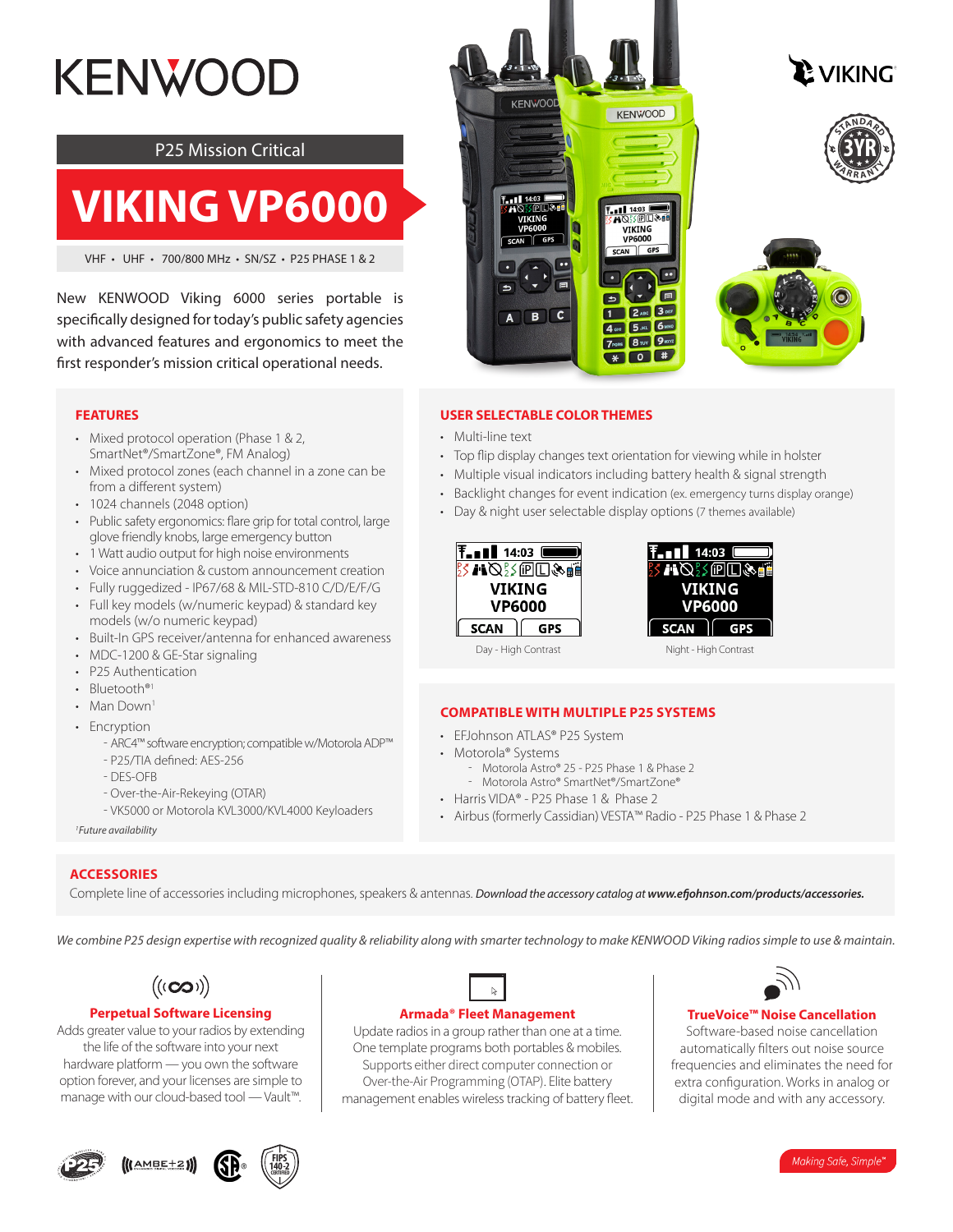KENWOOD

P25 Mission Critical

# VIKING VP6000

VHF • UHF • 700/800 MHz • SN/SZ • P25 PHASE 1 & 2

New KENWOOD Viking 6000 series portable is specifically designed for today's public safety agencies with advanced features and ergonomics to meet the first responder's mission critical operational needs.

VIKING

STANDARD 3YR WARRANTY

## FEATURES

- Mixed protocol operation (Phase 1 & 2, SmartNet®/SmartZone®, FM Analog)
- Mixed protocol zones (each channel in a zone can be from a different system)
- 1024 channels (2048 option)
- Public safety ergonomics: flare grip for total control, large glove friendly knobs, large emergency button
- 1 Watt audio output for high noise environments
- Voice annunciation & custom announcement creation
- Fully ruggedized - IP67/68 & MIL-STD-810 C/D/E/F/G
- Full key models (w/numeric keypad) & standard key models (w/o numeric keypad)
- Built-In GPS receiver/antenna for enhanced awareness
- MDC-1200 & GE-Star signaling
- P25 Authentication
- Bluetooth®[1]
- Man Down[1]
- Encryption
  - ARC4™ software encryption; compatible w/Motorola ADP™
  - P25/TIA defined: AES-256
  - DES-OFB
  - Over-the-Air-Rekeying (OTAR)
  - VK5000 or Motorola KVL3000/KVL4000 Keyloaders

*[1]Future availability*

## USER SELECTABLE COLOR THEMES

- Multi-line text
- Top flip display changes text orientation for viewing while in holster
- Multiple visual indicators including battery health & signal strength
- Backlight changes for event indication (ex. emergency turns display orange)
- Day & night user selectable display options (7 themes available)

Day - High Contrast

Night - High Contrast

## COMPATIBLE WITH MULTIPLE P25 SYSTEMS

- EFJohnson ATLAS® P25 System
- Motorola® Systems
  - Motorola Astro® 25 - P25 Phase 1 & Phase 2
  - Motorola Astro® SmartNet®/SmartZone®
- Harris VIDA® - P25 Phase 2
- Airbus (formerly Cassidian) VESTA™ Radio - P25 Phase 1 & Phase 2

## ACCESSORIES

Complete line of accessories including microphones, speakers & antennas. *Download the accessory catalog at* ***www.efjohnson.com/products/accessories.***

*We combine P25 design expertise with recognized quality & reliability along with smarter technology to make KENWOOD Viking radios simple to use & maintain.*

### Perpetual Software Licensing

Adds greater value to your radios by extending the life of the software into your next hardware platform — you own the software option forever, and your licenses are simple to manage with our cloud-based tool — Vault™.

### Armada® Fleet Management

Update radios in a group rather than one at a time. One template programs both portables & mobiles. Supports either direct computer connection or Over-the-Air Programming (OTAP). Elite battery management enables wireless tracking of battery fleet.

### TrueVoice™ Noise Cancellation

Software-based noise cancellation automatically filters out noise source frequencies and eliminates the need for extra configuration. Works in analog or digital mode and with any accessory.

*Making Safe, Simple™*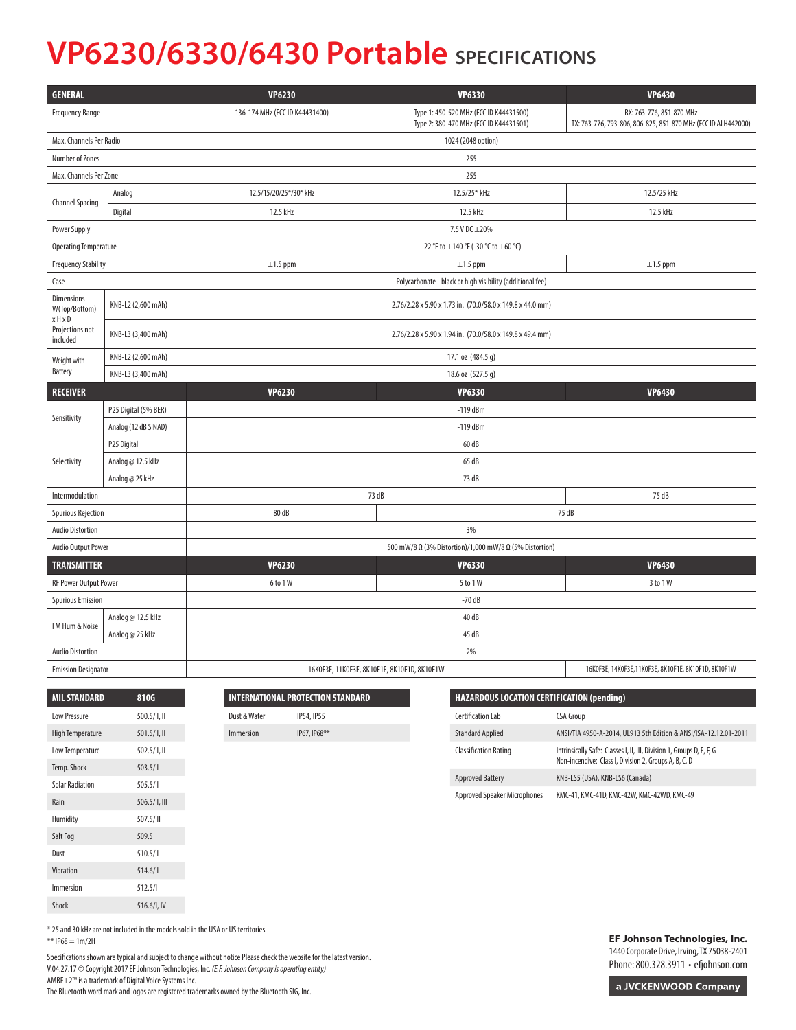# VP6230/6330/6430 Portable SPECIFICATIONS

| GENERAL | | VP6230 | VP6330 | VP6430 |
|---|---|---|---|---|
| Frequency Range | | 136-174 MHz (FCC ID K44431400) | Type 1: 450-520 MHz (FCC ID K44431500)<br>Type 2: 380-470 MHz (FCC ID K44431501) | RX: 763-776, 851-870 MHz<br>TX: 763-776, 793-806, 806-825, 851-870 MHz (FCC ID ALH442000) |
| Max. Channels Per Radio | | 1024 (2048 option) | | |
| Number of Zones | | 255 | | |
| Max. Channels Per Zone | | 255 | | |
| Channel Spacing | Analog | 12.5/15/20/25*/30* kHz | 12.5/25* kHz | 12.5/25 kHz |
| | Digital | 12.5 kHz | 12.5 kHz | 12.5 kHz |
| Power Supply | | 7.5 V DC ±20% | | |
| Operating Temperature | | -22 °F to +140 °F (-30 °C to +60 °C) | | |
| Frequency Stability | | ±1.5 ppm | ±1.5 ppm | ±1.5 ppm |
| Case | | Polycarbonate - black or high visibility (additional fee) | | |
| Dimensions W(Top/Bottom) x H x D Projections not included | KNB-L2 (2,600 mAh) | 2.76/2.28 x 5.90 x 1.73 in. (70.0/58.0 x 149.8 x 44.0 mm) | | |
| | KNB-L3 (3,400 mAh) | 2.76/2.28 x 5.90 x 1.94 in. (70.0/58.0 x 149.8 x 49.4 mm) | | |
| Weight with Battery | KNB-L2 (2,600 mAh) | 17.1 oz (484.5 g) | | |
| | KNB-L3 (3,400 mAh) | 18.6 oz (527.5 g) | | |
| **RECEIVER** | | **VP6230** | **VP6330** | **VP6430** |
| Sensitivity | P25 Digital (5% BER) | -119 dBm | | |
| | Analog (12 dB SINAD) | -119 dBm | | |
| Selectivity | P25 Digital | 60 dB | | |
| | Analog @ 12.5 kHz | 65 dB | | |
| | Analog @ 25 kHz | 73 dB | | |
| Intermodulation | | 73 dB | | 75 dB |
| Spurious Rejection | | 80 dB | 75 dB | |
| Audio Distortion | | 3% | | |
| Audio Output Power | | 500 mW/8 Ω (3% Distortion)/1,000 mW/8 Ω (5% Distortion) | | |
| **TRANSMITTER** | | **VP6230** | **VP6330** | **VP6430** |
| RF Power Output Power | | 6 to 1 W | 5 to 1 W | 3 to 1 W |
| Spurious Emission | | -70 dB | | |
| FM Hum & Noise | Analog @ 12.5 kHz | 40 dB | | |
| | Analog @ 25 kHz | 45 dB | | |
| Audio Distortion | | 2% | | |
| Emission Designator | | 16K0F3E, 11K0F3E, 8K10F1E, 8K10F1D, 8K10F1W | | 16K0F3E, 14K0F3E,11K0F3E, 8K10F1E, 8K10F1D, 8K10F1W |

| MIL STANDARD | 810G |
|---|---|
| Low Pressure | 500.5/ I, II |
| High Temperature | 501.5/ I, II |
| Low Temperature | 502.5/ I, II |
| Temp. Shock | 503.5/ I |
| Solar Radiation | 505.5/ I |
| Rain | 506.5/ I, III |
| Humidity | 507.5/ II |
| Salt Fog | 509.5 |
| Dust | 510.5/ I |
| Vibration | 514.6/ I |
| Immersion | 512.5/I |
| Shock | 516.6/I, IV |

| INTERNATIONAL PROTECTION STANDARD | |
|---|---|
| Dust & Water | IP54, IP55 |
| Immersion | IP67, IP68** |

| HAZARDOUS LOCATION CERTIFICATION (pending) | |
|---|---|
| Certification Lab | CSA Group |
| Standard Applied | ANSI/TIA 4950-A-2014, UL913 5th Edition & ANSI/ISA-12.12.01-2011 |
| Classification Rating | Intrinsically Safe: Classes I, II, III, Division 1, Groups D, E, F, G<br>Non-incendive: Class I, Division 2, Groups A, B, C, D |
| Approved Battery | KNB-LS5 (USA), KNB-LS6 (Canada) |
| Approved Speaker Microphones | KMC-41, KMC-41D, KMC-42W, KMC-42WD, KMC-49 |

\* 25 and 30 kHz are not included in the models sold in the USA or US territories.
** IP68 = 1m/2H

Specifications shown are typical and subject to change without notice Please check the website for the latest version.
V.04.27.17 © Copyright 2017 EF Johnson Technologies, Inc. *(E.F. Johnson Company is operating entity)*
AMBE+2™ is a trademark of Digital Voice Systems Inc.
The Bluetooth word mark and logos are registered trademarks owned by the Bluetooth SIG, Inc.

**EF Johnson Technologies, Inc.**
1440 Corporate Drive, Irving, TX 75038-2401
Phone: 800.328.3911 • efjohnson.com

**a JVCKENWOOD Company**